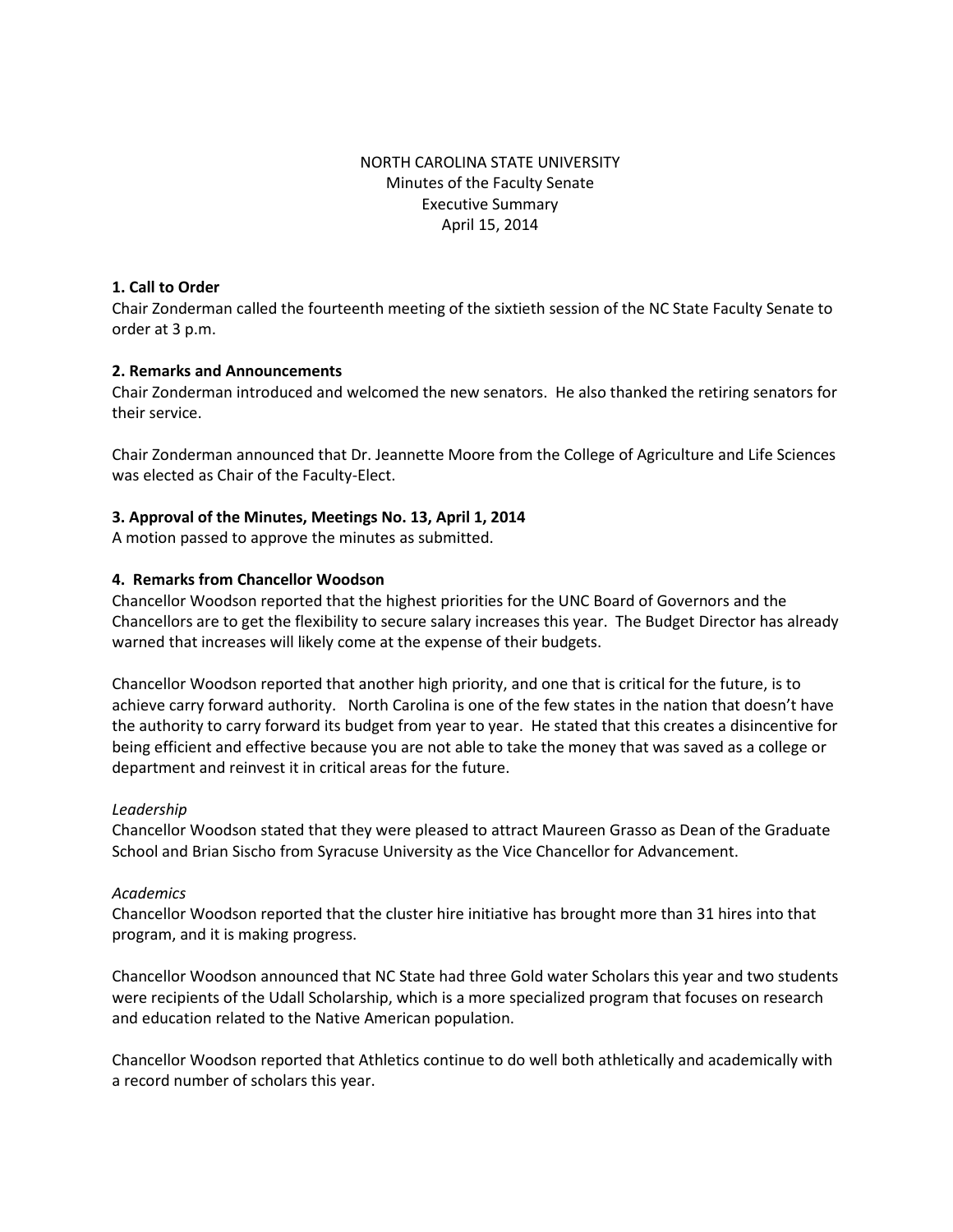NORTH CAROLINA STATE UNIVERSITY
Minutes of the Faculty Senate
Executive Summary
April 15, 2014

**1. Call to Order**

Chair Zonderman called the fourteenth meeting of the sixtieth session of the NC State Faculty Senate to order at 3 p.m.

**2. Remarks and Announcements**

Chair Zonderman introduced and welcomed the new senators. He also thanked the retiring senators for their service.

Chair Zonderman announced that Dr. Jeannette Moore from the College of Agriculture and Life Sciences was elected as Chair of the Faculty-Elect.

**3. Approval of the Minutes, Meetings No. 13, April 1, 2014**

A motion passed to approve the minutes as submitted.

**4. Remarks from Chancellor Woodson**

Chancellor Woodson reported that the highest priorities for the UNC Board of Governors and the Chancellors are to get the flexibility to secure salary increases this year. The Budget Director has already warned that increases will likely come at the expense of their budgets.

Chancellor Woodson reported that another high priority, and one that is critical for the future, is to achieve carry forward authority. North Carolina is one of the few states in the nation that doesn't have the authority to carry forward its budget from year to year. He stated that this creates a disincentive for being efficient and effective because you are not able to take the money that was saved as a college or department and reinvest it in critical areas for the future.

*Leadership*

Chancellor Woodson stated that they were pleased to attract Maureen Grasso as Dean of the Graduate School and Brian Sischo from Syracuse University as the Vice Chancellor for Advancement.

*Academics*

Chancellor Woodson reported that the cluster hire initiative has brought more than 31 hires into that program, and it is making progress.

Chancellor Woodson announced that NC State had three Gold water Scholars this year and two students were recipients of the Udall Scholarship, which is a more specialized program that focuses on research and education related to the Native American population.

Chancellor Woodson reported that Athletics continue to do well both athletically and academically with a record number of scholars this year.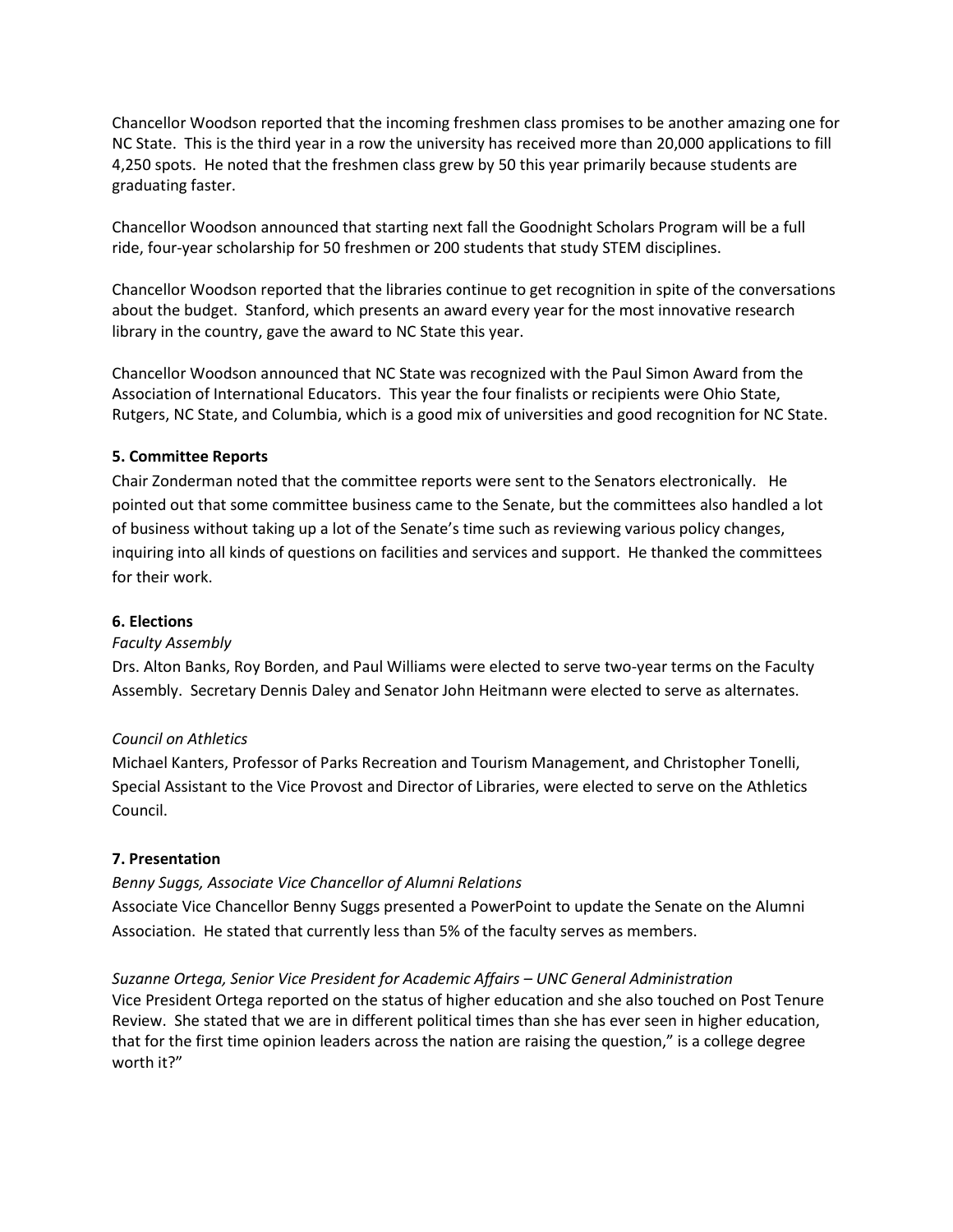Chancellor Woodson reported that the incoming freshmen class promises to be another amazing one for NC State. This is the third year in a row the university has received more than 20,000 applications to fill 4,250 spots. He noted that the freshmen class grew by 50 this year primarily because students are graduating faster.

Chancellor Woodson announced that starting next fall the Goodnight Scholars Program will be a full ride, four-year scholarship for 50 freshmen or 200 students that study STEM disciplines.

Chancellor Woodson reported that the libraries continue to get recognition in spite of the conversations about the budget. Stanford, which presents an award every year for the most innovative research library in the country, gave the award to NC State this year.

Chancellor Woodson announced that NC State was recognized with the Paul Simon Award from the Association of International Educators. This year the four finalists or recipients were Ohio State, Rutgers, NC State, and Columbia, which is a good mix of universities and good recognition for NC State.

**5. Committee Reports**

Chair Zonderman noted that the committee reports were sent to the Senators electronically. He pointed out that some committee business came to the Senate, but the committees also handled a lot of business without taking up a lot of the Senate's time such as reviewing various policy changes, inquiring into all kinds of questions on facilities and services and support. He thanked the committees for their work.

**6. Elections**

*Faculty Assembly*

Drs. Alton Banks, Roy Borden, and Paul Williams were elected to serve two-year terms on the Faculty Assembly. Secretary Dennis Daley and Senator John Heitmann were elected to serve as alternates.

*Council on Athletics*

Michael Kanters, Professor of Parks Recreation and Tourism Management, and Christopher Tonelli, Special Assistant to the Vice Provost and Director of Libraries, were elected to serve on the Athletics Council.

**7. Presentation**

*Benny Suggs, Associate Vice Chancellor of Alumni Relations*

Associate Vice Chancellor Benny Suggs presented a PowerPoint to update the Senate on the Alumni Association. He stated that currently less than 5% of the faculty serves as members.

*Suzanne Ortega, Senior Vice President for Academic Affairs – UNC General Administration*

Vice President Ortega reported on the status of higher education and she also touched on Post Tenure Review. She stated that we are in different political times than she has ever seen in higher education, that for the first time opinion leaders across the nation are raising the question," is a college degree worth it?"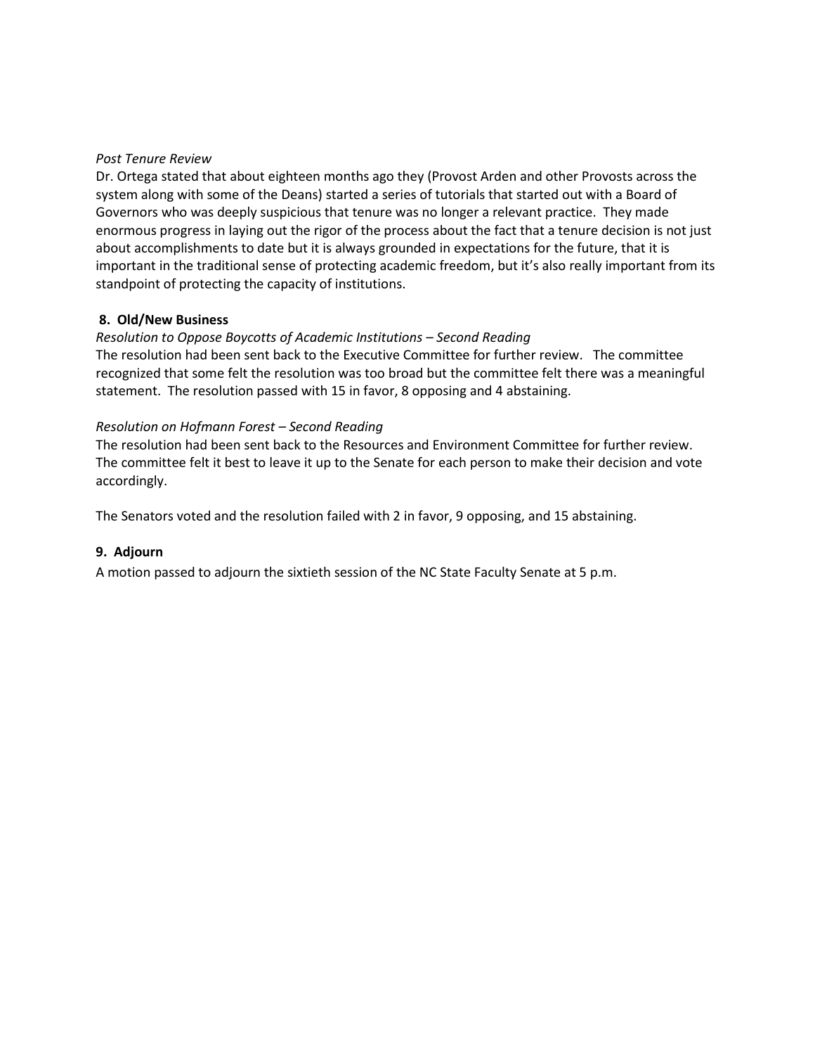*Post Tenure Review*

Dr. Ortega stated that about eighteen months ago they (Provost Arden and other Provosts across the system along with some of the Deans) started a series of tutorials that started out with a Board of Governors who was deeply suspicious that tenure was no longer a relevant practice. They made enormous progress in laying out the rigor of the process about the fact that a tenure decision is not just about accomplishments to date but it is always grounded in expectations for the future, that it is important in the traditional sense of protecting academic freedom, but it's also really important from its standpoint of protecting the capacity of institutions.

**8. Old/New Business**

*Resolution to Oppose Boycotts of Academic Institutions – Second Reading*

The resolution had been sent back to the Executive Committee for further review. The committee recognized that some felt the resolution was too broad but the committee felt there was a meaningful statement. The resolution passed with 15 in favor, 8 opposing and 4 abstaining.

*Resolution on Hofmann Forest – Second Reading*

The resolution had been sent back to the Resources and Environment Committee for further review. The committee felt it best to leave it up to the Senate for each person to make their decision and vote accordingly.

The Senators voted and the resolution failed with 2 in favor, 9 opposing, and 15 abstaining.

**9. Adjourn**

A motion passed to adjourn the sixtieth session of the NC State Faculty Senate at 5 p.m.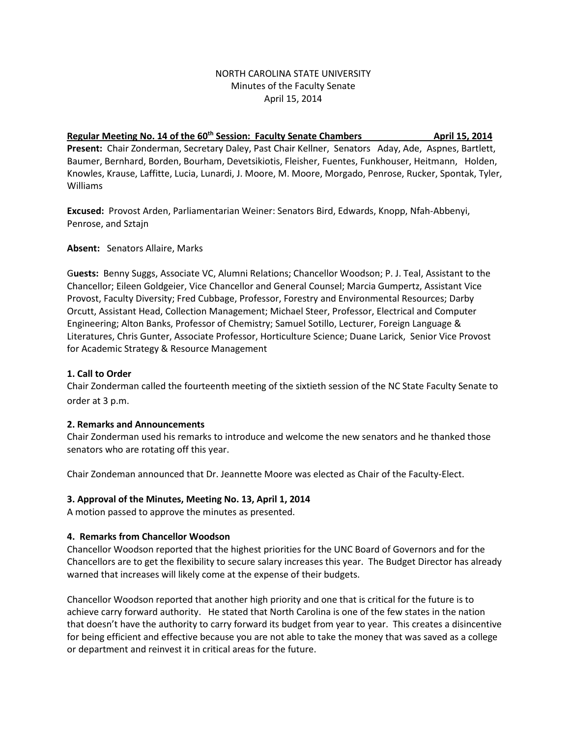NORTH CAROLINA STATE UNIVERSITY
Minutes of the Faculty Senate
April 15, 2014

**Regular Meeting No. 14 of the 60th Session: Faculty Senate Chambers April 15, 2014**

**Present:** Chair Zonderman, Secretary Daley, Past Chair Kellner, Senators Aday, Ade, Aspnes, Bartlett, Baumer, Bernhard, Borden, Bourham, Devetsikiotis, Fleisher, Fuentes, Funkhouser, Heitmann, Holden, Knowles, Krause, Laffitte, Lucia, Lunardi, J. Moore, M. Moore, Morgado, Penrose, Rucker, Spontak, Tyler, Williams

**Excused:** Provost Arden, Parliamentarian Weiner: Senators Bird, Edwards, Knopp, Nfah-Abbenyi, Penrose, and Sztajn

**Absent:** Senators Allaire, Marks

**Guests:** Benny Suggs, Associate VC, Alumni Relations; Chancellor Woodson; P. J. Teal, Assistant to the Chancellor; Eileen Goldgeier, Vice Chancellor and General Counsel; Marcia Gumpertz, Assistant Vice Provost, Faculty Diversity; Fred Cubbage, Professor, Forestry and Environmental Resources; Darby Orcutt, Assistant Head, Collection Management; Michael Steer, Professor, Electrical and Computer Engineering; Alton Banks, Professor of Chemistry; Samuel Sotillo, Lecturer, Foreign Language & Literatures, Chris Gunter, Associate Professor, Horticulture Science; Duane Larick, Senior Vice Provost for Academic Strategy & Resource Management

**1. Call to Order**

Chair Zonderman called the fourteenth meeting of the sixtieth session of the NC State Faculty Senate to order at 3 p.m.

**2. Remarks and Announcements**

Chair Zonderman used his remarks to introduce and welcome the new senators and he thanked those senators who are rotating off this year.

Chair Zondeman announced that Dr. Jeannette Moore was elected as Chair of the Faculty-Elect.

**3. Approval of the Minutes, Meeting No. 13, April 1, 2014**

A motion passed to approve the minutes as presented.

**4. Remarks from Chancellor Woodson**

Chancellor Woodson reported that the highest priorities for the UNC Board of Governors and for the Chancellors are to get the flexibility to secure salary increases this year. The Budget Director has already warned that increases will likely come at the expense of their budgets.

Chancellor Woodson reported that another high priority and one that is critical for the future is to achieve carry forward authority. He stated that North Carolina is one of the few states in the nation that doesn't have the authority to carry forward its budget from year to year. This creates a disincentive for being efficient and effective because you are not able to take the money that was saved as a college or department and reinvest it in critical areas for the future.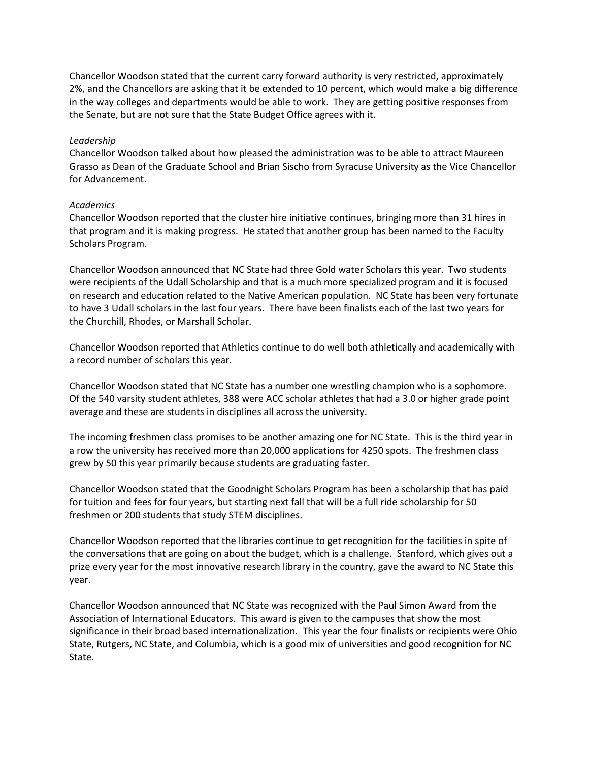Chancellor Woodson stated that the current carry forward authority is very restricted, approximately 2%, and the Chancellors are asking that it be extended to 10 percent, which would make a big difference in the way colleges and departments would be able to work. They are getting positive responses from the Senate, but are not sure that the State Budget Office agrees with it.

*Leadership*
Chancellor Woodson talked about how pleased the administration was to be able to attract Maureen Grasso as Dean of the Graduate School and Brian Sischo from Syracuse University as the Vice Chancellor for Advancement.

*Academics*
Chancellor Woodson reported that the cluster hire initiative continues, bringing more than 31 hires in that program and it is making progress. He stated that another group has been named to the Faculty Scholars Program.

Chancellor Woodson announced that NC State had three Gold water Scholars this year. Two students were recipients of the Udall Scholarship and that is a much more specialized program and it is focused on research and education related to the Native American population. NC State has been very fortunate to have 3 Udall scholars in the last four years. There have been finalists each of the last two years for the Churchill, Rhodes, or Marshall Scholar.

Chancellor Woodson reported that Athletics continue to do well both athletically and academically with a record number of scholars this year.

Chancellor Woodson stated that NC State has a number one wrestling champion who is a sophomore. Of the 540 varsity student athletes, 388 were ACC scholar athletes that had a 3.0 or higher grade point average and these are students in disciplines all across the university.

The incoming freshmen class promises to be another amazing one for NC State. This is the third year in a row the university has received more than 20,000 applications for 4250 spots. The freshmen class grew by 50 this year primarily because students are graduating faster.

Chancellor Woodson stated that the Goodnight Scholars Program has been a scholarship that has paid for tuition and fees for four years, but starting next fall that will be a full ride scholarship for 50 freshmen or 200 students that study STEM disciplines.

Chancellor Woodson reported that the libraries continue to get recognition for the facilities in spite of the conversations that are going on about the budget, which is a challenge. Stanford, which gives out a prize every year for the most innovative research library in the country, gave the award to NC State this year.

Chancellor Woodson announced that NC State was recognized with the Paul Simon Award from the Association of International Educators. This award is given to the campuses that show the most significance in their broad based internationalization. This year the four finalists or recipients were Ohio State, Rutgers, NC State, and Columbia, which is a good mix of universities and good recognition for NC State.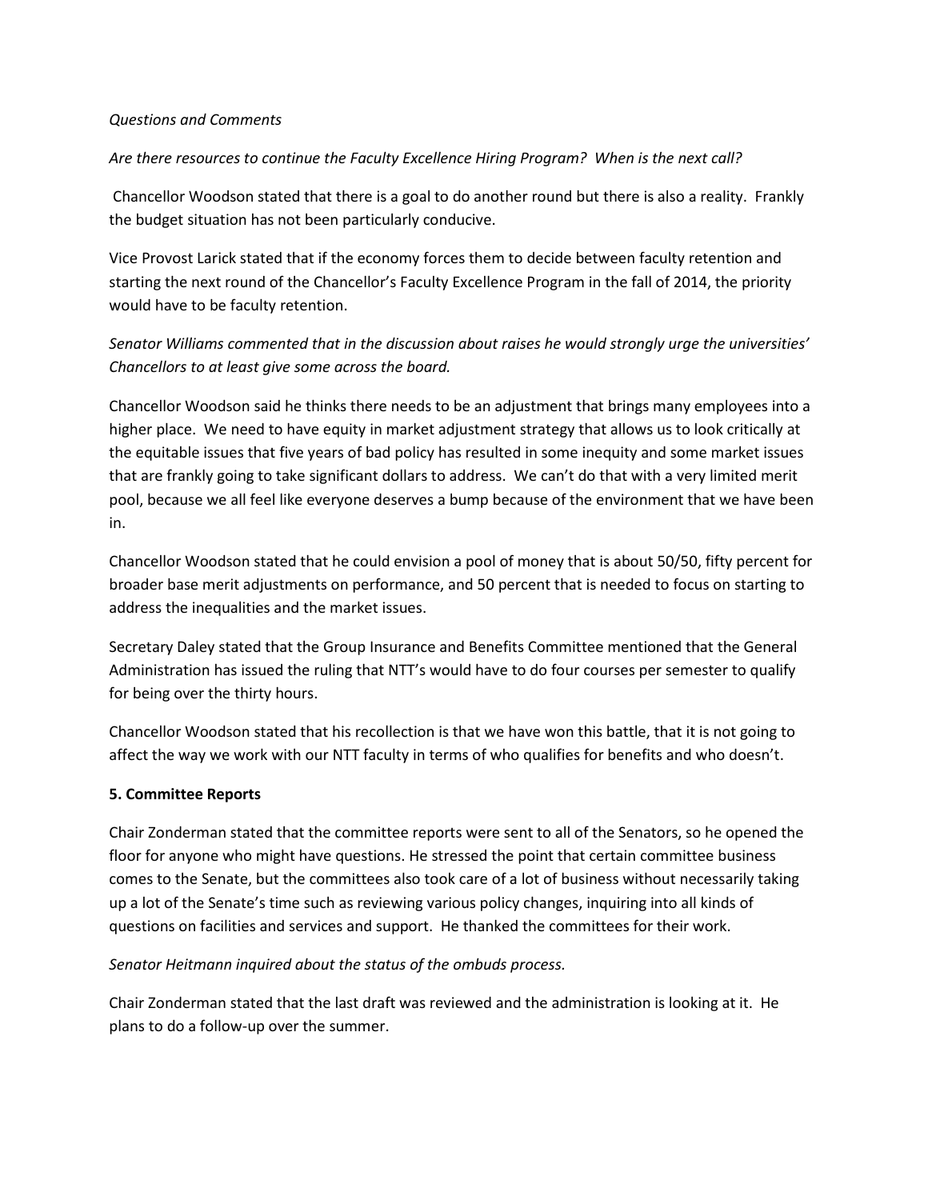*Questions and Comments*

*Are there resources to continue the Faculty Excellence Hiring Program? When is the next call?*

Chancellor Woodson stated that there is a goal to do another round but there is also a reality. Frankly the budget situation has not been particularly conducive.

Vice Provost Larick stated that if the economy forces them to decide between faculty retention and starting the next round of the Chancellor's Faculty Excellence Program in the fall of 2014, the priority would have to be faculty retention.

*Senator Williams commented that in the discussion about raises he would strongly urge the universities' Chancellors to at least give some across the board.*

Chancellor Woodson said he thinks there needs to be an adjustment that brings many employees into a higher place. We need to have equity in market adjustment strategy that allows us to look critically at the equitable issues that five years of bad policy has resulted in some inequity and some market issues that are frankly going to take significant dollars to address. We can't do that with a very limited merit pool, because we all feel like everyone deserves a bump because of the environment that we have been in.

Chancellor Woodson stated that he could envision a pool of money that is about 50/50, fifty percent for broader base merit adjustments on performance, and 50 percent that is needed to focus on starting to address the inequalities and the market issues.

Secretary Daley stated that the Group Insurance and Benefits Committee mentioned that the General Administration has issued the ruling that NTT's would have to do four courses per semester to qualify for being over the thirty hours.

Chancellor Woodson stated that his recollection is that we have won this battle, that it is not going to affect the way we work with our NTT faculty in terms of who qualifies for benefits and who doesn't.

**5. Committee Reports**

Chair Zonderman stated that the committee reports were sent to all of the Senators, so he opened the floor for anyone who might have questions. He stressed the point that certain committee business comes to the Senate, but the committees also took care of a lot of business without necessarily taking up a lot of the Senate's time such as reviewing various policy changes, inquiring into all kinds of questions on facilities and services and support. He thanked the committees for their work.

*Senator Heitmann inquired about the status of the ombuds process.*

Chair Zonderman stated that the last draft was reviewed and the administration is looking at it. He plans to do a follow-up over the summer.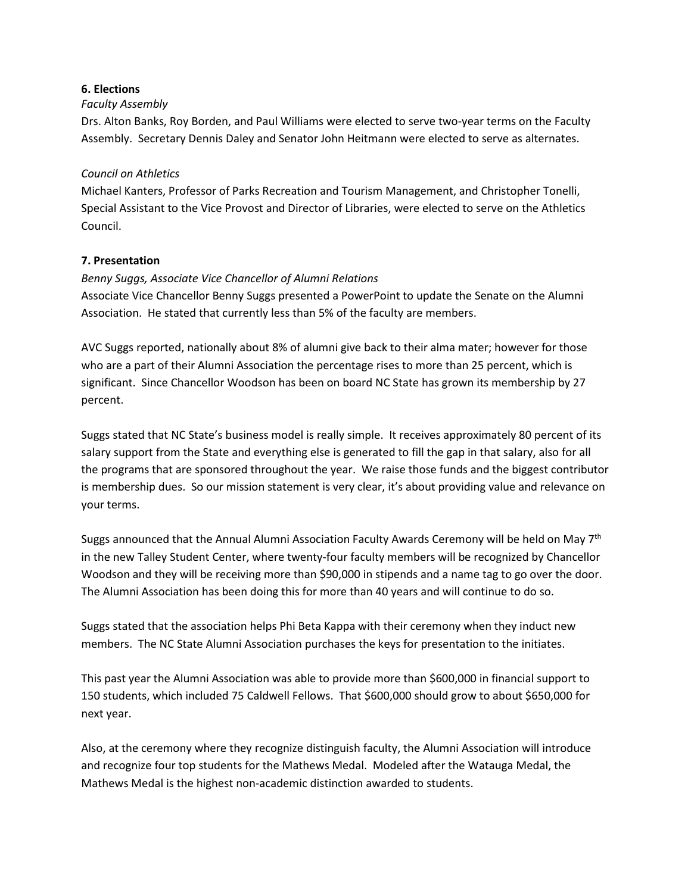**6. Elections**

*Faculty Assembly*

Drs. Alton Banks, Roy Borden, and Paul Williams were elected to serve two-year terms on the Faculty Assembly. Secretary Dennis Daley and Senator John Heitmann were elected to serve as alternates.

*Council on Athletics*

Michael Kanters, Professor of Parks Recreation and Tourism Management, and Christopher Tonelli, Special Assistant to the Vice Provost and Director of Libraries, were elected to serve on the Athletics Council.

**7. Presentation**

*Benny Suggs, Associate Vice Chancellor of Alumni Relations*

Associate Vice Chancellor Benny Suggs presented a PowerPoint to update the Senate on the Alumni Association. He stated that currently less than 5% of the faculty are members.

AVC Suggs reported, nationally about 8% of alumni give back to their alma mater; however for those who are a part of their Alumni Association the percentage rises to more than 25 percent, which is significant. Since Chancellor Woodson has been on board NC State has grown its membership by 27 percent.

Suggs stated that NC State's business model is really simple. It receives approximately 80 percent of its salary support from the State and everything else is generated to fill the gap in that salary, also for all the programs that are sponsored throughout the year. We raise those funds and the biggest contributor is membership dues. So our mission statement is very clear, it's about providing value and relevance on your terms.

Suggs announced that the Annual Alumni Association Faculty Awards Ceremony will be held on May 7th in the new Talley Student Center, where twenty-four faculty members will be recognized by Chancellor Woodson and they will be receiving more than $90,000 in stipends and a name tag to go over the door. The Alumni Association has been doing this for more than 40 years and will continue to do so.

Suggs stated that the association helps Phi Beta Kappa with their ceremony when they induct new members. The NC State Alumni Association purchases the keys for presentation to the initiates.

This past year the Alumni Association was able to provide more than $600,000 in financial support to 150 students, which included 75 Caldwell Fellows. That $600,000 should grow to about $650,000 for next year.

Also, at the ceremony where they recognize distinguish faculty, the Alumni Association will introduce and recognize four top students for the Mathews Medal. Modeled after the Watauga Medal, the Mathews Medal is the highest non-academic distinction awarded to students.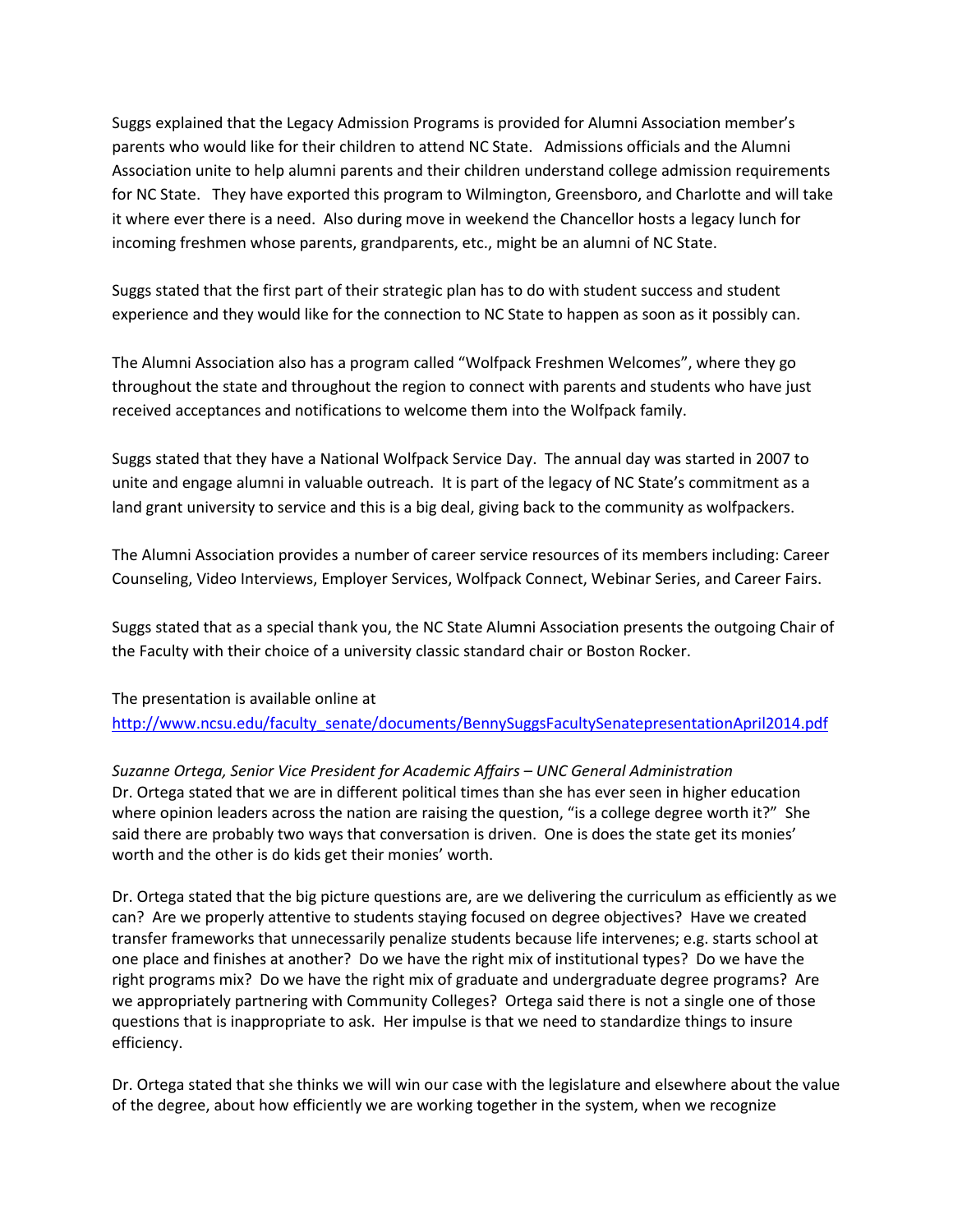Suggs explained that the Legacy Admission Programs is provided for Alumni Association member's parents who would like for their children to attend NC State. Admissions officials and the Alumni Association unite to help alumni parents and their children understand college admission requirements for NC State. They have exported this program to Wilmington, Greensboro, and Charlotte and will take it where ever there is a need. Also during move in weekend the Chancellor hosts a legacy lunch for incoming freshmen whose parents, grandparents, etc., might be an alumni of NC State.

Suggs stated that the first part of their strategic plan has to do with student success and student experience and they would like for the connection to NC State to happen as soon as it possibly can.

The Alumni Association also has a program called "Wolfpack Freshmen Welcomes", where they go throughout the state and throughout the region to connect with parents and students who have just received acceptances and notifications to welcome them into the Wolfpack family.

Suggs stated that they have a National Wolfpack Service Day. The annual day was started in 2007 to unite and engage alumni in valuable outreach. It is part of the legacy of NC State's commitment as a land grant university to service and this is a big deal, giving back to the community as wolfpackers.

The Alumni Association provides a number of career service resources of its members including: Career Counseling, Video Interviews, Employer Services, Wolfpack Connect, Webinar Series, and Career Fairs.

Suggs stated that as a special thank you, the NC State Alumni Association presents the outgoing Chair of the Faculty with their choice of a university classic standard chair or Boston Rocker.

The presentation is available online at
http://www.ncsu.edu/faculty_senate/documents/BennySuggsFacultySenatepresentationApril2014.pdf

*Suzanne Ortega, Senior Vice President for Academic Affairs – UNC General Administration*
Dr. Ortega stated that we are in different political times than she has ever seen in higher education where opinion leaders across the nation are raising the question, "is a college degree worth it?" She said there are probably two ways that conversation is driven. One is does the state get its monies' worth and the other is do kids get their monies' worth.

Dr. Ortega stated that the big picture questions are, are we delivering the curriculum as efficiently as we can? Are we properly attentive to students staying focused on degree objectives? Have we created transfer frameworks that unnecessarily penalize students because life intervenes; e.g. starts school at one place and finishes at another? Do we have the right mix of institutional types? Do we have the right programs mix? Do we have the right mix of graduate and undergraduate degree programs? Are we appropriately partnering with Community Colleges? Ortega said there is not a single one of those questions that is inappropriate to ask. Her impulse is that we need to standardize things to insure efficiency.

Dr. Ortega stated that she thinks we will win our case with the legislature and elsewhere about the value of the degree, about how efficiently we are working together in the system, when we recognize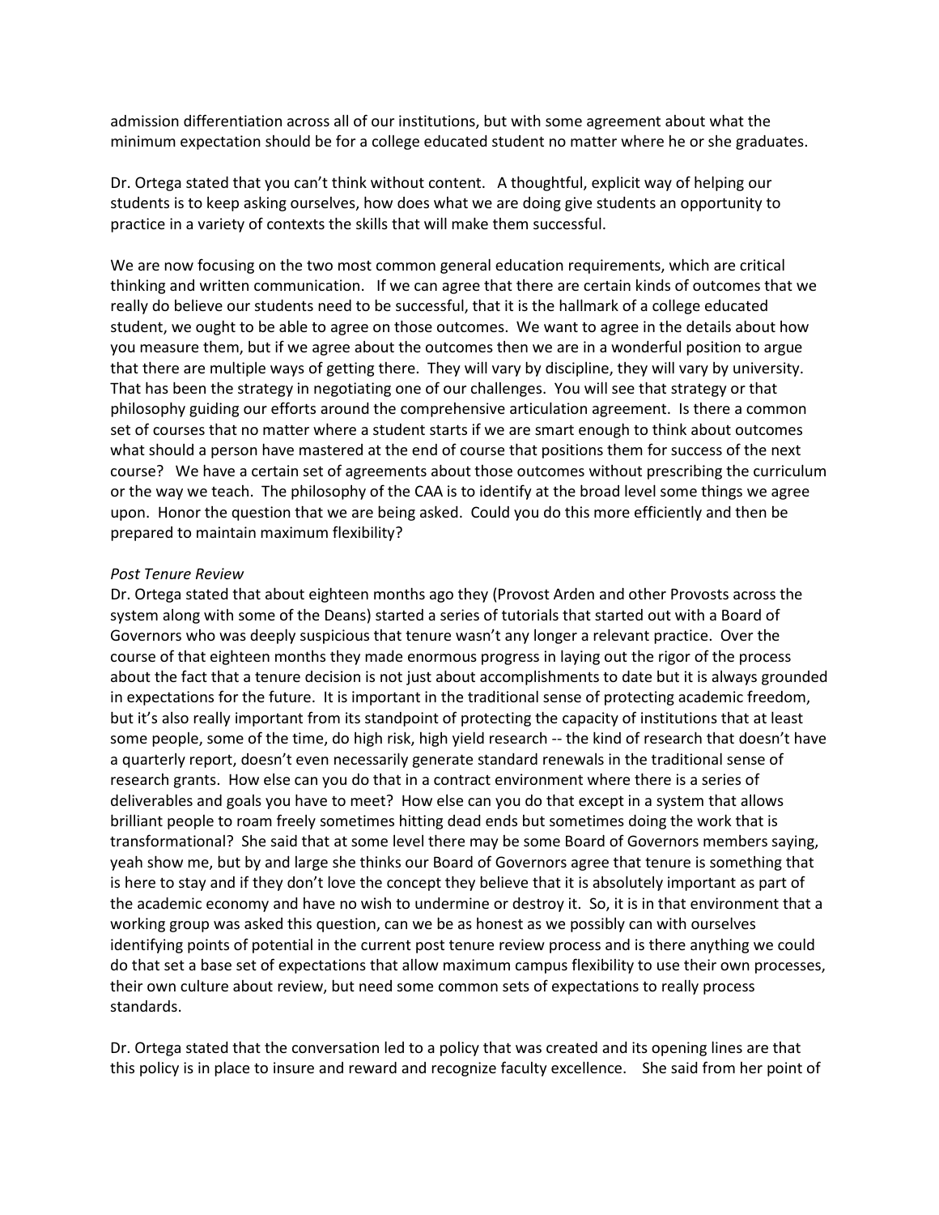admission differentiation across all of our institutions, but with some agreement about what the minimum expectation should be for a college educated student no matter where he or she graduates.

Dr. Ortega stated that you can't think without content. A thoughtful, explicit way of helping our students is to keep asking ourselves, how does what we are doing give students an opportunity to practice in a variety of contexts the skills that will make them successful.

We are now focusing on the two most common general education requirements, which are critical thinking and written communication. If we can agree that there are certain kinds of outcomes that we really do believe our students need to be successful, that it is the hallmark of a college educated student, we ought to be able to agree on those outcomes. We want to agree in the details about how you measure them, but if we agree about the outcomes then we are in a wonderful position to argue that there are multiple ways of getting there. They will vary by discipline, they will vary by university. That has been the strategy in negotiating one of our challenges. You will see that strategy or that philosophy guiding our efforts around the comprehensive articulation agreement. Is there a common set of courses that no matter where a student starts if we are smart enough to think about outcomes what should a person have mastered at the end of course that positions them for success of the next course? We have a certain set of agreements about those outcomes without prescribing the curriculum or the way we teach. The philosophy of the CAA is to identify at the broad level some things we agree upon. Honor the question that we are being asked. Could you do this more efficiently and then be prepared to maintain maximum flexibility?

*Post Tenure Review*

Dr. Ortega stated that about eighteen months ago they (Provost Arden and other Provosts across the system along with some of the Deans) started a series of tutorials that started out with a Board of Governors who was deeply suspicious that tenure wasn't any longer a relevant practice. Over the course of that eighteen months they made enormous progress in laying out the rigor of the process about the fact that a tenure decision is not just about accomplishments to date but it is always grounded in expectations for the future. It is important in the traditional sense of protecting academic freedom, but it's also really important from its standpoint of protecting the capacity of institutions that at least some people, some of the time, do high risk, high yield research -- the kind of research that doesn't have a quarterly report, doesn't even necessarily generate standard renewals in the traditional sense of research grants. How else can you do that in a contract environment where there is a series of deliverables and goals you have to meet? How else can you do that except in a system that allows brilliant people to roam freely sometimes hitting dead ends but sometimes doing the work that is transformational? She said that at some level there may be some Board of Governors members saying, yeah show me, but by and large she thinks our Board of Governors agree that tenure is something that is here to stay and if they don't love the concept they believe that it is absolutely important as part of the academic economy and have no wish to undermine or destroy it. So, it is in that environment that a working group was asked this question, can we be as honest as we possibly can with ourselves identifying points of potential in the current post tenure review process and is there anything we could do that set a base set of expectations that allow maximum campus flexibility to use their own processes, their own culture about review, but need some common sets of expectations to really process standards.

Dr. Ortega stated that the conversation led to a policy that was created and its opening lines are that this policy is in place to insure and reward and recognize faculty excellence. She said from her point of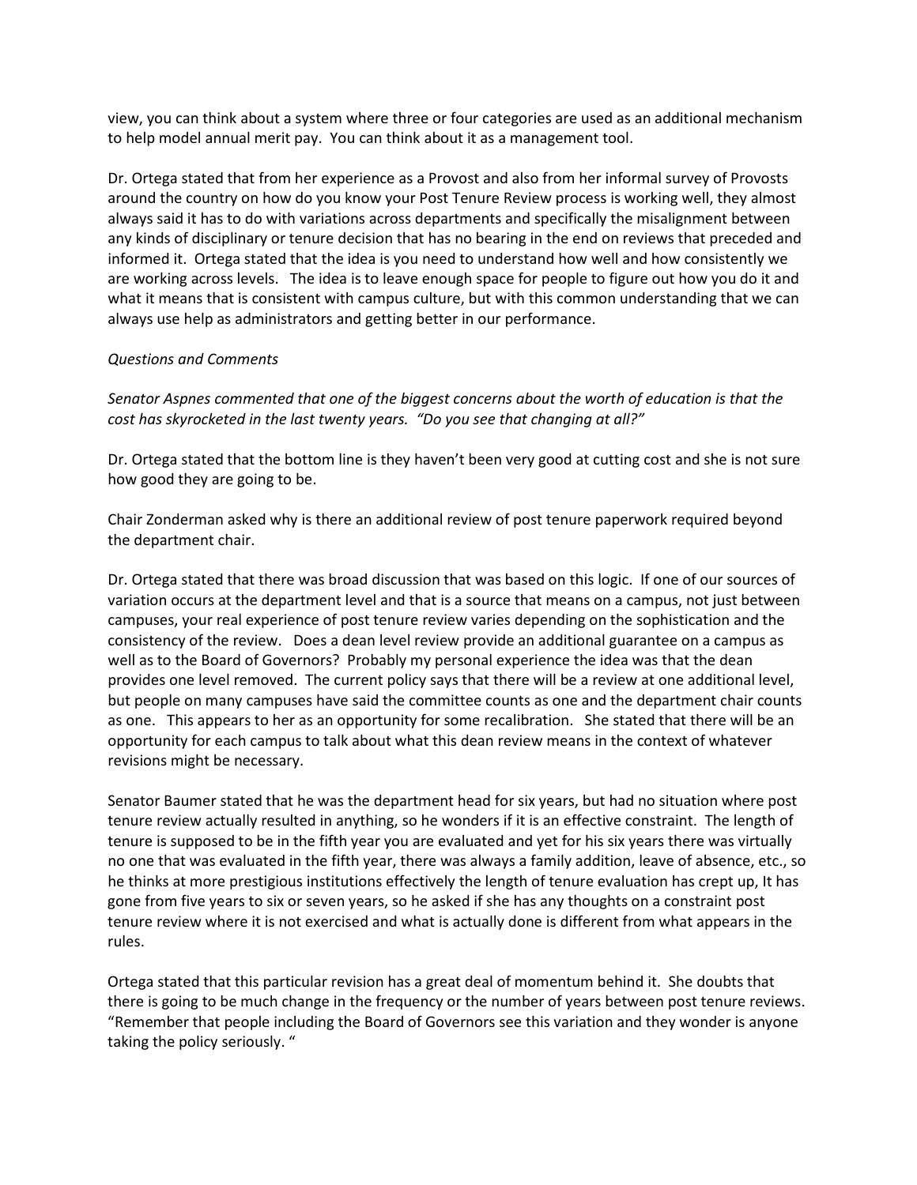view, you can think about a system where three or four categories are used as an additional mechanism to help model annual merit pay. You can think about it as a management tool.

Dr. Ortega stated that from her experience as a Provost and also from her informal survey of Provosts around the country on how do you know your Post Tenure Review process is working well, they almost always said it has to do with variations across departments and specifically the misalignment between any kinds of disciplinary or tenure decision that has no bearing in the end on reviews that preceded and informed it. Ortega stated that the idea is you need to understand how well and how consistently we are working across levels. The idea is to leave enough space for people to figure out how you do it and what it means that is consistent with campus culture, but with this common understanding that we can always use help as administrators and getting better in our performance.

*Questions and Comments*

*Senator Aspnes commented that one of the biggest concerns about the worth of education is that the cost has skyrocketed in the last twenty years. "Do you see that changing at all?"*

Dr. Ortega stated that the bottom line is they haven't been very good at cutting cost and she is not sure how good they are going to be.

Chair Zonderman asked why is there an additional review of post tenure paperwork required beyond the department chair.

Dr. Ortega stated that there was broad discussion that was based on this logic. If one of our sources of variation occurs at the department level and that is a source that means on a campus, not just between campuses, your real experience of post tenure review varies depending on the sophistication and the consistency of the review. Does a dean level review provide an additional guarantee on a campus as well as to the Board of Governors? Probably my personal experience the idea was that the dean provides one level removed. The current policy says that there will be a review at one additional level, but people on many campuses have said the committee counts as one and the department chair counts as one. This appears to her as an opportunity for some recalibration. She stated that there will be an opportunity for each campus to talk about what this dean review means in the context of whatever revisions might be necessary.

Senator Baumer stated that he was the department head for six years, but had no situation where post tenure review actually resulted in anything, so he wonders if it is an effective constraint. The length of tenure is supposed to be in the fifth year you are evaluated and yet for his six years there was virtually no one that was evaluated in the fifth year, there was always a family addition, leave of absence, etc., so he thinks at more prestigious institutions effectively the length of tenure evaluation has crept up, It has gone from five years to six or seven years, so he asked if she has any thoughts on a constraint post tenure review where it is not exercised and what is actually done is different from what appears in the rules.

Ortega stated that this particular revision has a great deal of momentum behind it. She doubts that there is going to be much change in the frequency or the number of years between post tenure reviews. "Remember that people including the Board of Governors see this variation and they wonder is anyone taking the policy seriously. "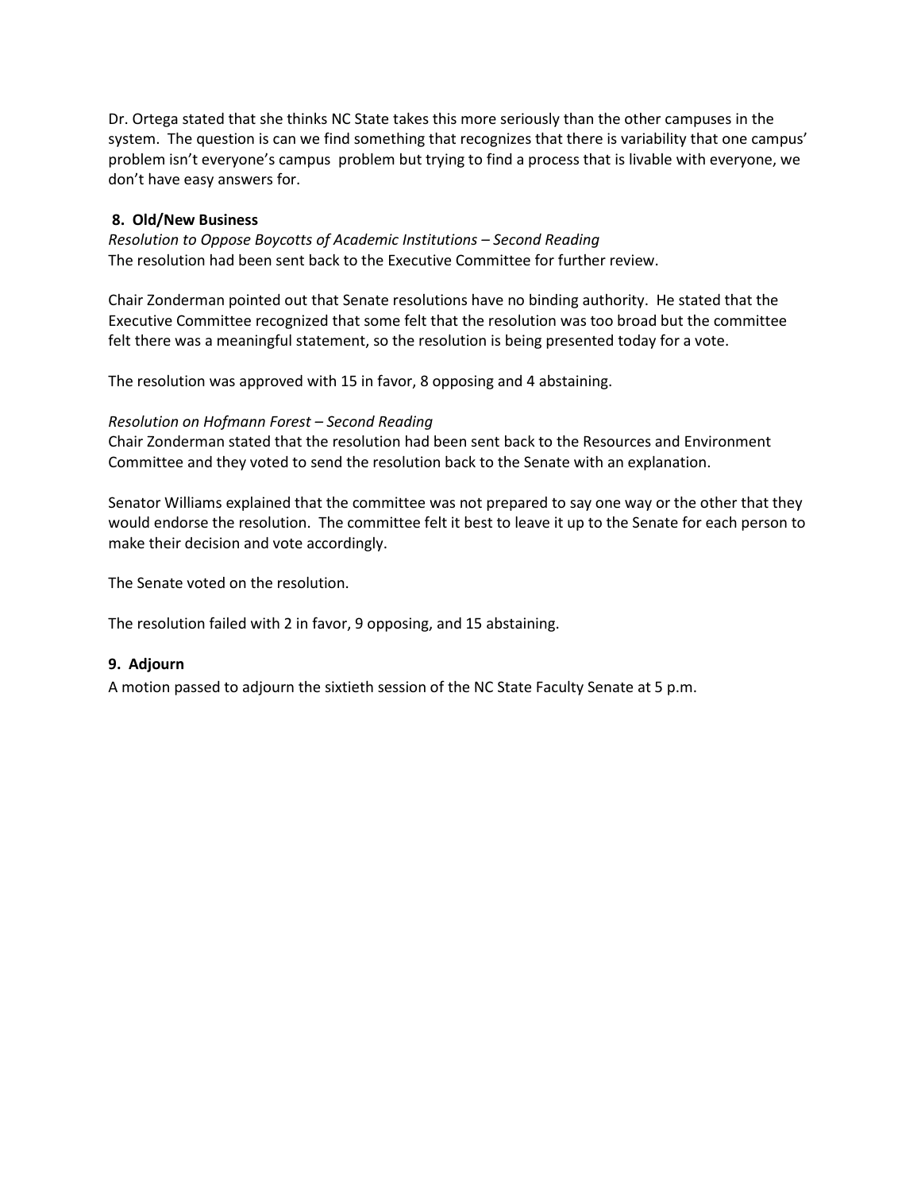Dr. Ortega stated that she thinks NC State takes this more seriously than the other campuses in the system. The question is can we find something that recognizes that there is variability that one campus' problem isn't everyone's campus problem but trying to find a process that is livable with everyone, we don't have easy answers for.

## 8. Old/New Business

*Resolution to Oppose Boycotts of Academic Institutions – Second Reading*
The resolution had been sent back to the Executive Committee for further review.

Chair Zonderman pointed out that Senate resolutions have no binding authority. He stated that the Executive Committee recognized that some felt that the resolution was too broad but the committee felt there was a meaningful statement, so the resolution is being presented today for a vote.

The resolution was approved with 15 in favor, 8 opposing and 4 abstaining.

*Resolution on Hofmann Forest – Second Reading*
Chair Zonderman stated that the resolution had been sent back to the Resources and Environment Committee and they voted to send the resolution back to the Senate with an explanation.

Senator Williams explained that the committee was not prepared to say one way or the other that they would endorse the resolution. The committee felt it best to leave it up to the Senate for each person to make their decision and vote accordingly.

The Senate voted on the resolution.

The resolution failed with 2 in favor, 9 opposing, and 15 abstaining.

## 9. Adjourn

A motion passed to adjourn the sixtieth session of the NC State Faculty Senate at 5 p.m.